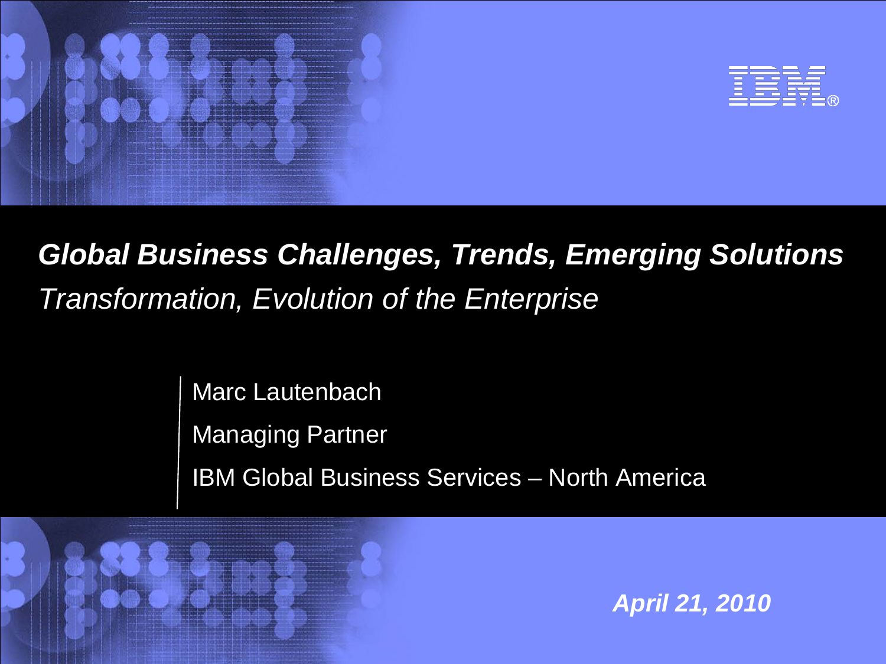IBM®

# *Global Business Challenges, Trends, Emerging Solutions*

*Transformation, Evolution of the Enterprise*

Marc Lautenbach

Managing Partner

IBM Global Business Services – North America

***April 21, 2010***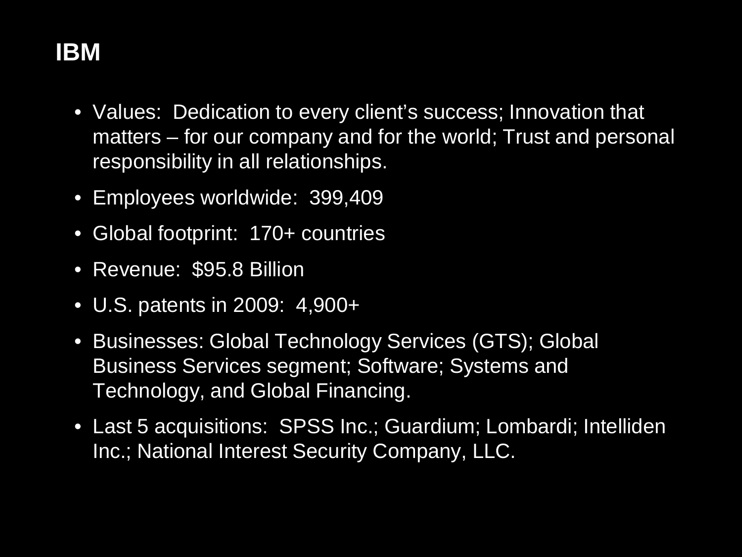# IBM

- Values: Dedication to every client's success; Innovation that matters – for our company and for the world; Trust and personal responsibility in all relationships.
- Employees worldwide: 399,409
- Global footprint: 170+ countries
- Revenue: $95.8 Billion
- U.S. patents in 2009: 4,900+
- Businesses: Global Technology Services (GTS); Global Business Services segment; Software; Systems and Technology, and Global Financing.
- Last 5 acquisitions: SPSS Inc.; Guardium; Lombardi; Intelliden Inc.; National Interest Security Company, LLC.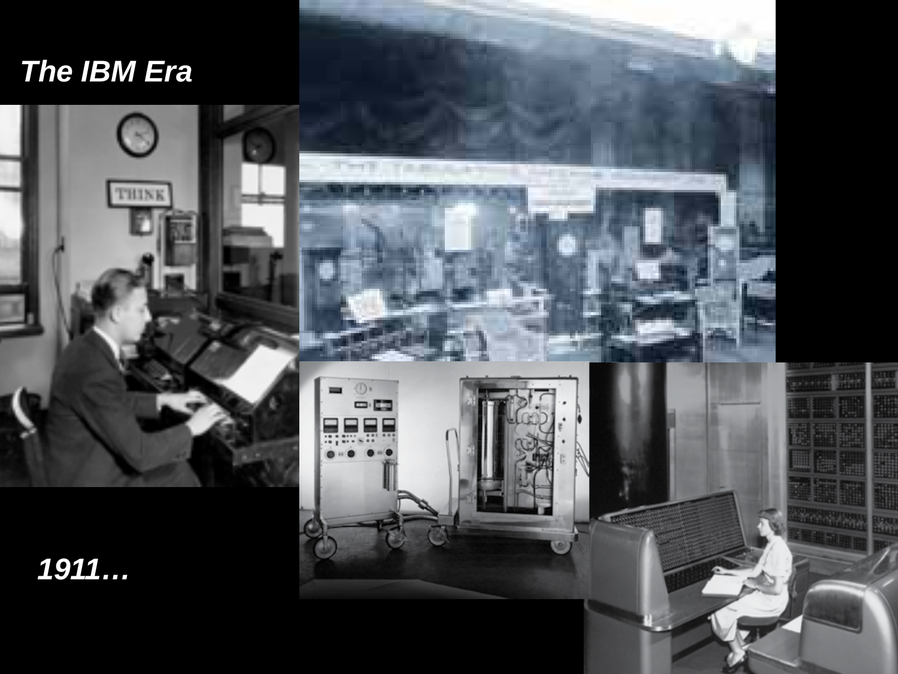*The IBM Era*

*1911…*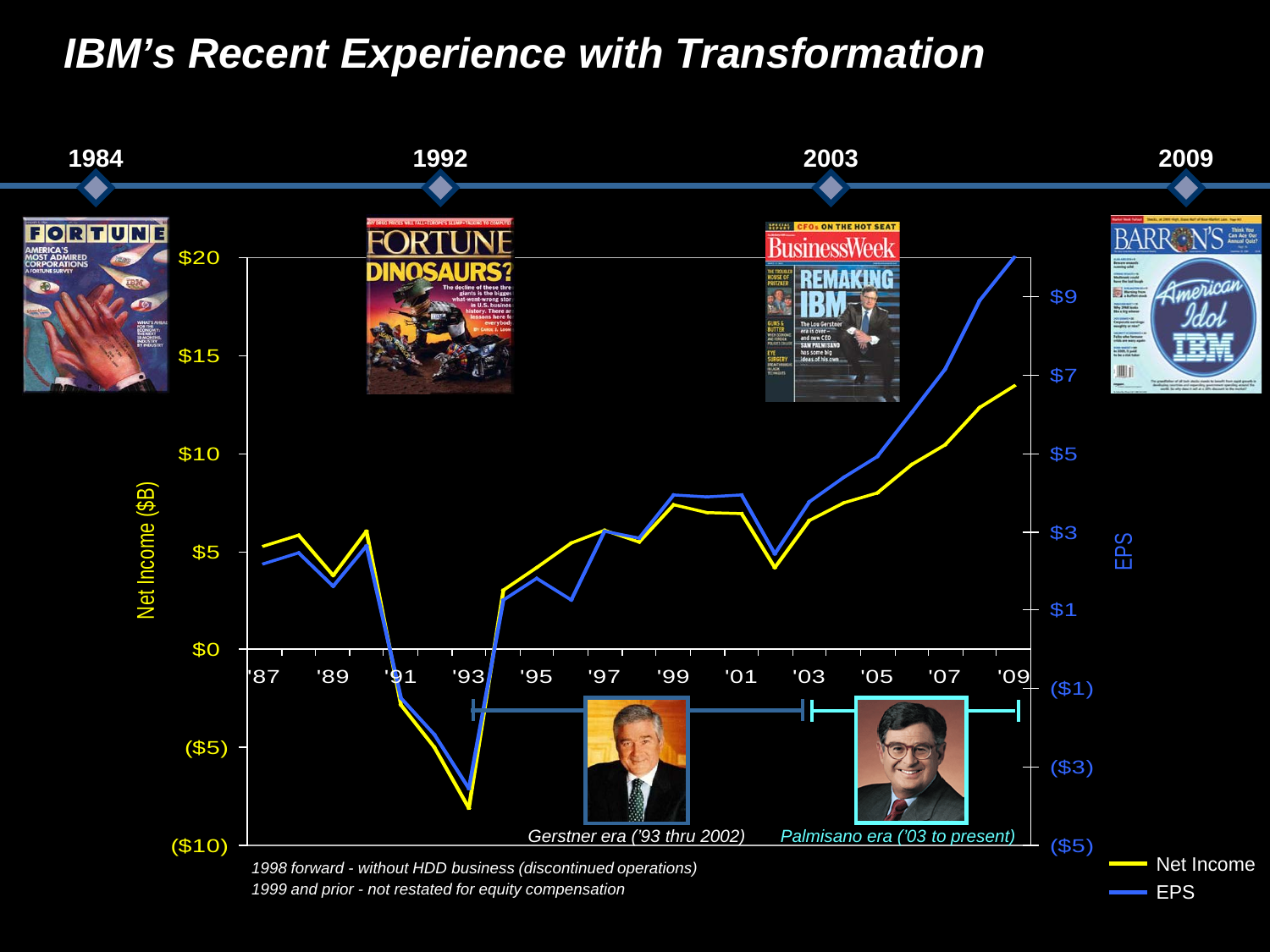# *IBM's Recent Experience with Transformation*

**1984** — **1992** — **2003** — **2009**

FORTUNE — America's Most Admired Corporations

FORTUNE — DINOSAURS?

BusinessWeek — REMAKING IBM

BARRON'S — American Idol IBM

Net Income ($B): $20, $15, $10, $5, $0, ($5), ($10)

EPS: $9, $7, $5, $3, $1, ($1), ($3), ($5)

'87 '89 '91 '93 '95 '97 '99 '01 '03 '05 '07 '09

*Gerstner era ('93 thru 2002)*

*Palmisano era ('03 to present)*

Net Income

EPS

*1998 forward - without HDD business (discontinued operations)*

*1999 and prior - not restated for equity compensation*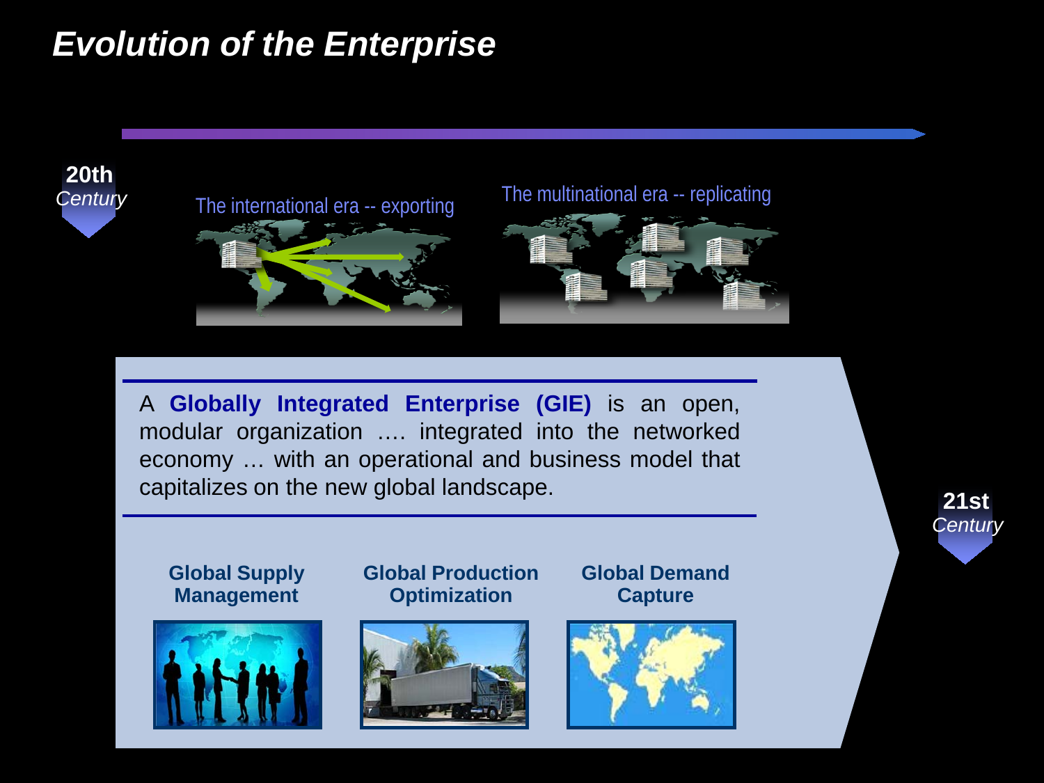# Evolution of the Enterprise

**20th** *Century*

The international era -- exporting

The multinational era -- replicating

A **Globally Integrated Enterprise (GIE)** is an open, modular organization …. integrated into the networked economy … with an operational and business model that capitalizes on the new global landscape.

**21st** *Century*

**Global Supply Management**

**Global Production Optimization**

**Global Demand Capture**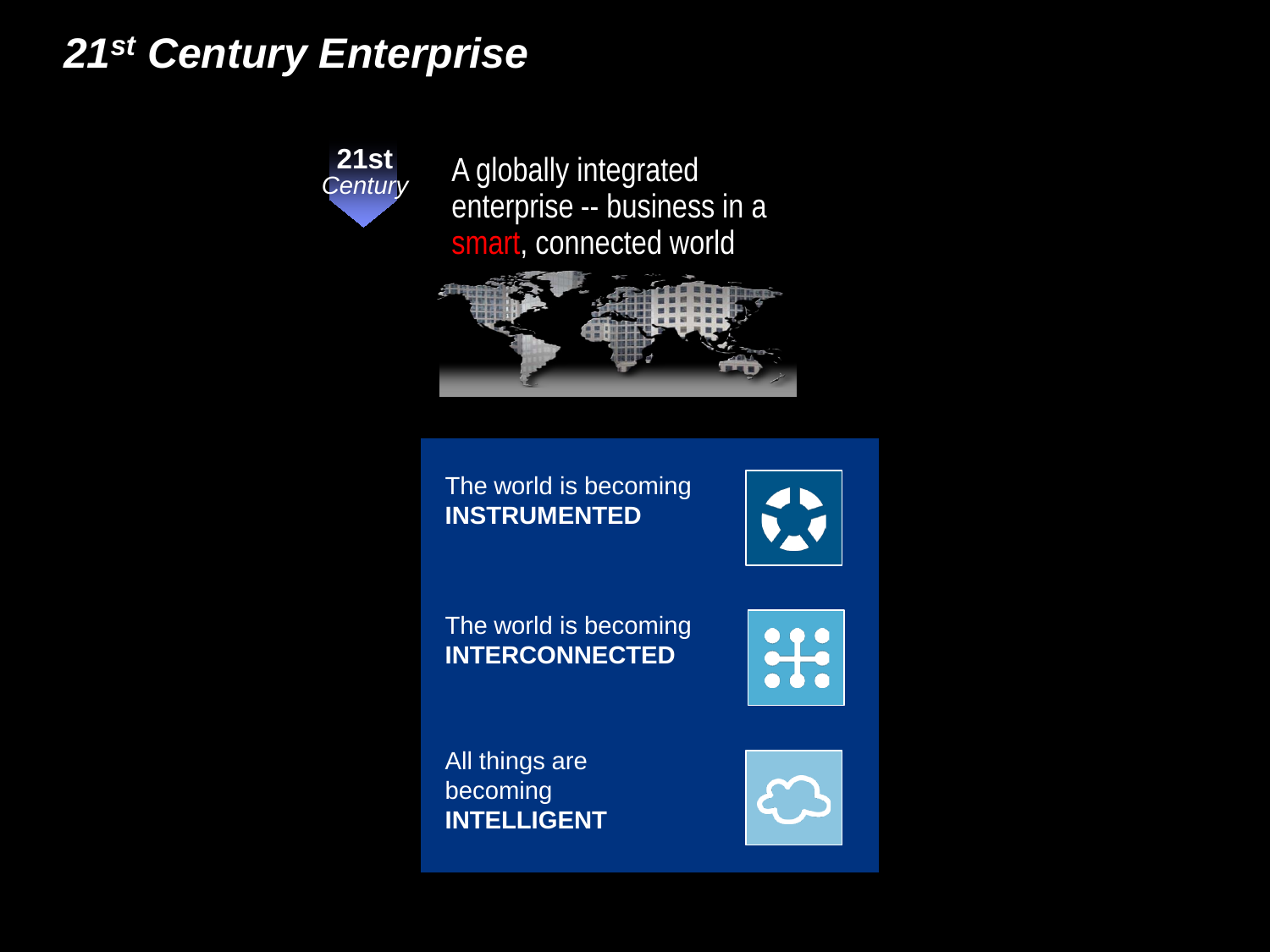# 21st Century Enterprise

**21st** *Century*

A globally integrated enterprise -- business in a smart, connected world

The world is becoming **INSTRUMENTED**

The world is becoming **INTERCONNECTED**

All things are becoming **INTELLIGENT**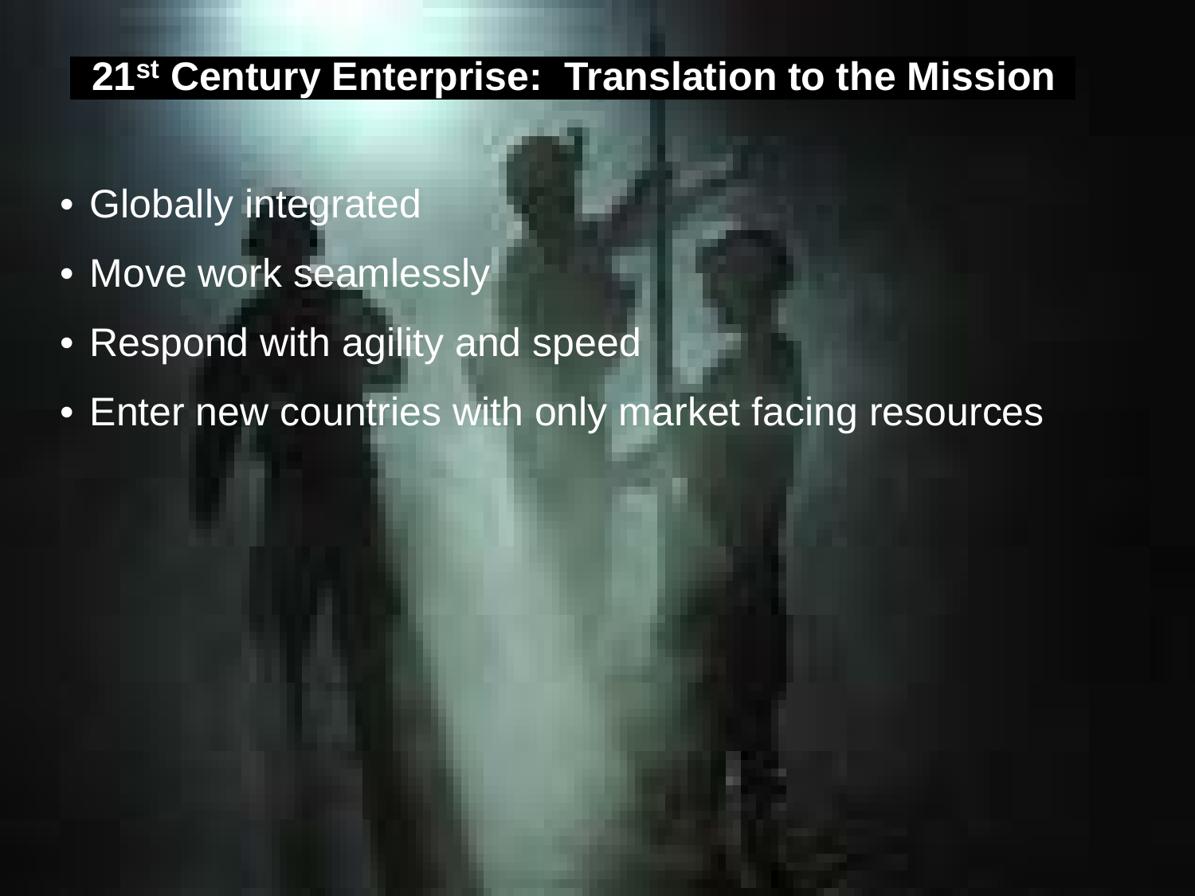# 21st Century Enterprise: Translation to the Mission

- Globally integrated
- Move work seamlessly
- Respond with agility and speed
- Enter new countries with only market facing resources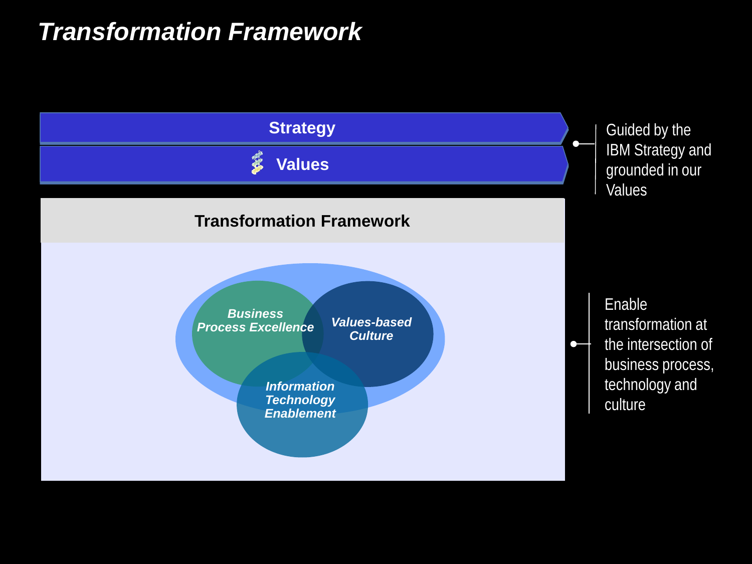# *Transformation Framework*

**Strategy**

**Values**

Guided by the IBM Strategy and grounded in our Values

**Transformation Framework**

***Business Process Excellence***

***Values-based Culture***

***Information Technology Enablement***

Enable transformation at the intersection of business process, technology and culture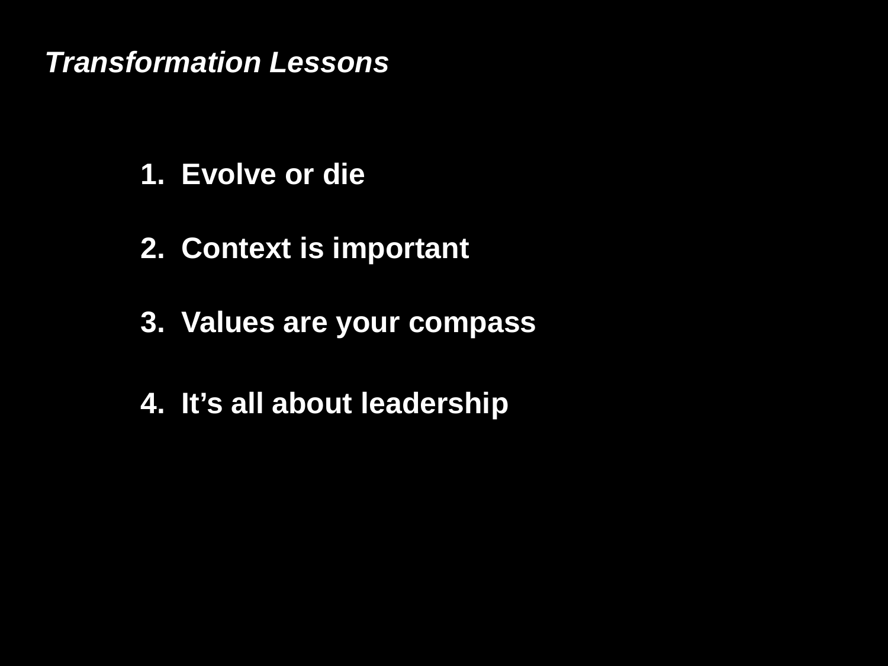## *Transformation Lessons*

1. **Evolve or die**
2. **Context is important**
3. **Values are your compass**
4. **It’s all about leadership**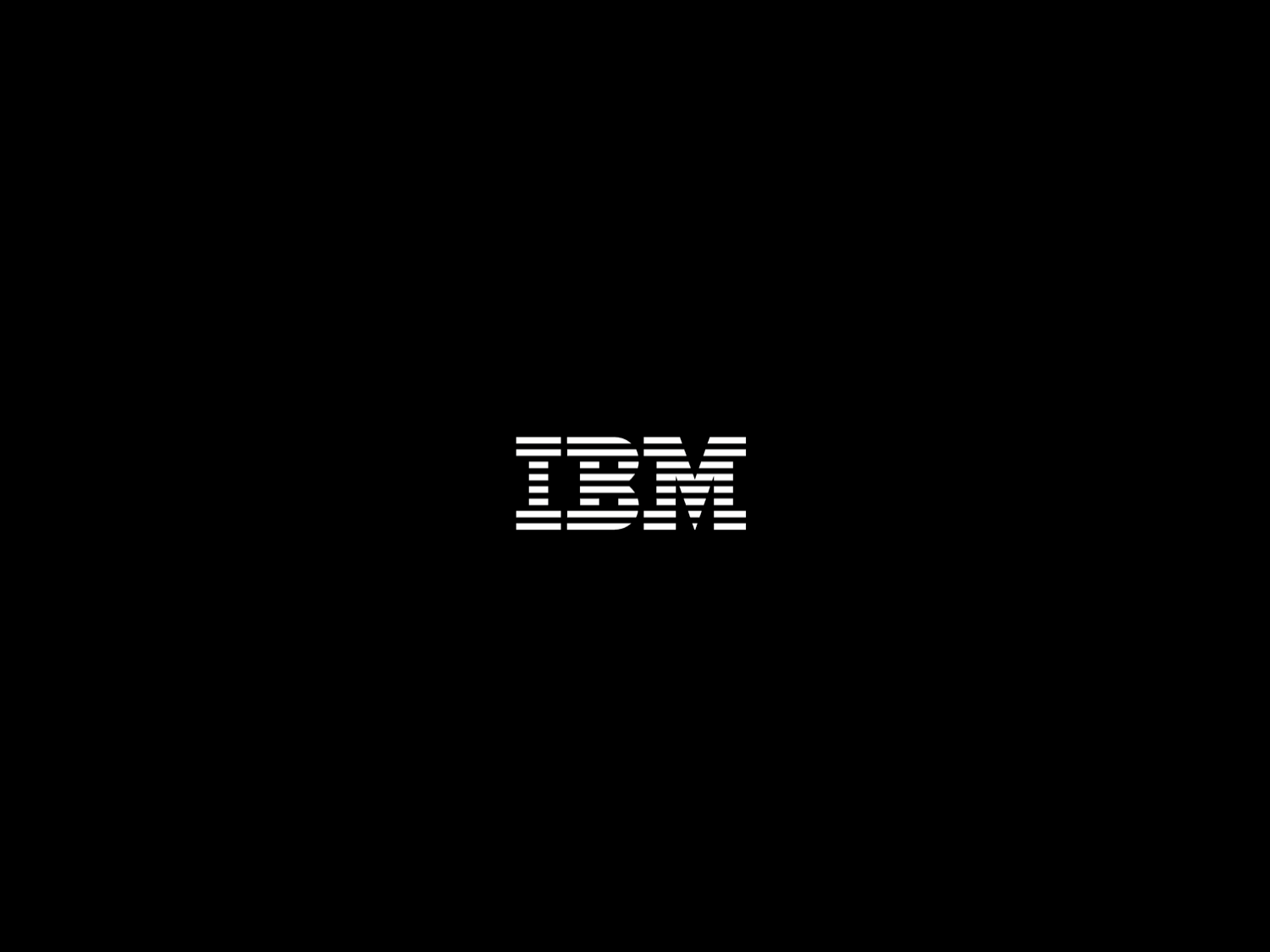IBM